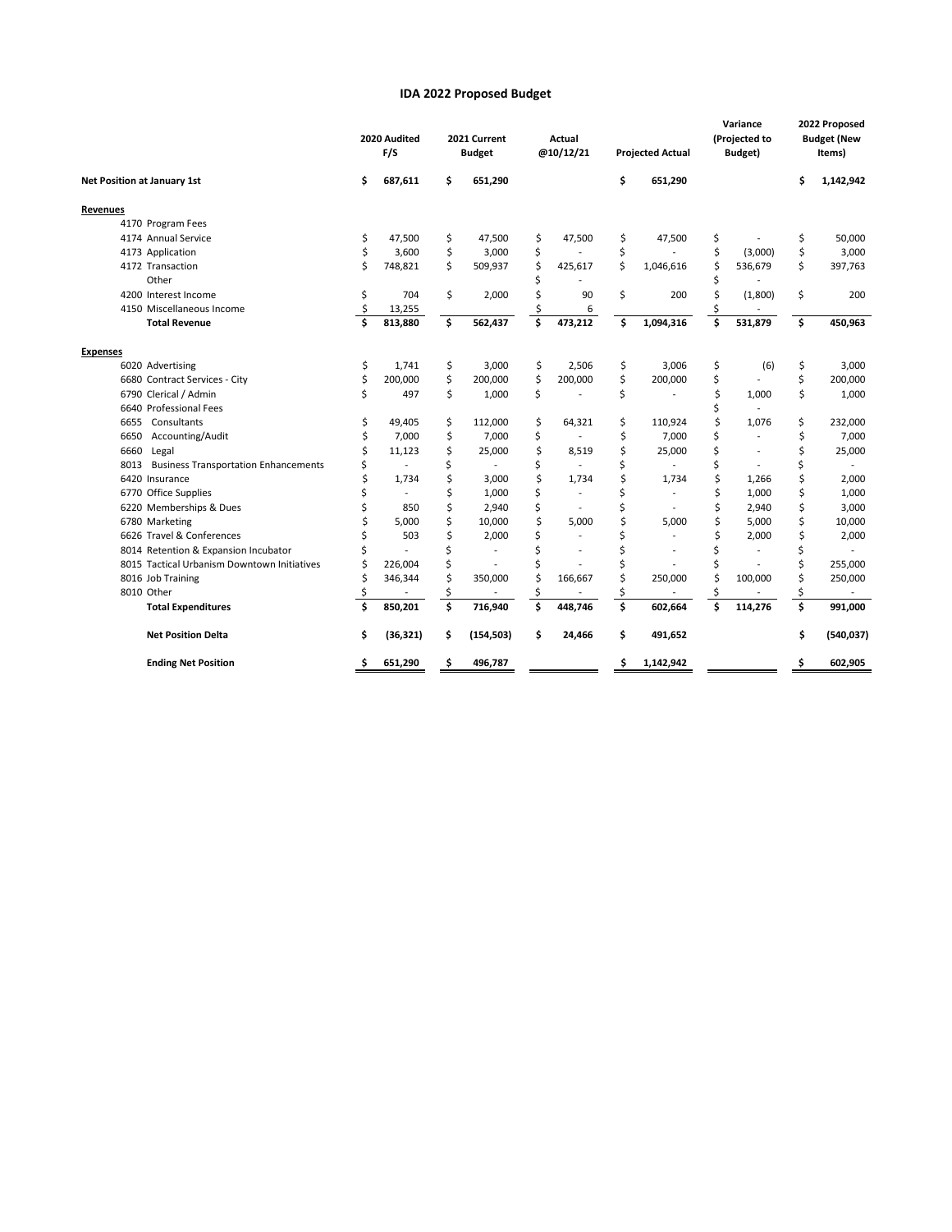# IDA 2022 Proposed Budget

| | 2020 Audited F/S | 2021 Current Budget | Actual @10/12/21 | Projected Actual | Variance (Projected to Budget) | 2022 Proposed Budget (New Items) |
|---|---|---|---|---|---|---|
| **Net Position at January 1st** | **$ 687,611** | **$ 651,290** | | **$ 651,290** | | **$ 1,142,942** |
| **Revenues** | | | | | | |
| 4170 Program Fees | | | | | | |
| 4174 Annual Service | $ 47,500 | $ 47,500 | $ 47,500 | $ 47,500 | $ - | $ 50,000 |
| 4173 Application | $ 3,600 | $ 3,000 | $ - | $ - | $ (3,000) | $ 3,000 |
| 4172 Transaction | $ 748,821 | $ 509,937 | $ 425,617 | $ 1,046,616 | $ 536,679 | $ 397,763 |
| Other | | | $ - | | $ - | |
| 4200 Interest Income | $ 704 | $ 2,000 | $ 90 | $ 200 | $ (1,800) | $ 200 |
| 4150 Miscellaneous Income | $ 13,255 | | $ 6 | | $ - | |
| **Total Revenue** | **$ 813,880** | **$ 562,437** | **$ 473,212** | **$ 1,094,316** | **$ 531,879** | **$ 450,963** |
| **Expenses** | | | | | | |
| 6020 Advertising | $ 1,741 | $ 3,000 | $ 2,506 | $ 3,006 | $ (6) | $ 3,000 |
| 6680 Contract Services - City | $ 200,000 | $ 200,000 | $ 200,000 | $ 200,000 | $ - | $ 200,000 |
| 6790 Clerical / Admin | $ 497 | $ 1,000 | $ - | $ - | $ 1,000 | $ 1,000 |
| 6640 Professional Fees | | | | | $ - | |
| 6655 Consultants | $ 49,405 | $ 112,000 | $ 64,321 | $ 110,924 | $ 1,076 | $ 232,000 |
| 6650 Accounting/Audit | $ 7,000 | $ 7,000 | $ - | $ 7,000 | $ - | $ 7,000 |
| 6660 Legal | $ 11,123 | $ 25,000 | $ 8,519 | $ 25,000 | $ - | $ 25,000 |
| 8013 Business Transportation Enhancements | $ - | $ - | $ - | $ - | $ - | $ - |
| 6420 Insurance | $ 1,734 | $ 3,000 | $ 1,734 | $ 1,734 | $ 1,266 | $ 2,000 |
| 6770 Office Supplies | $ - | $ 1,000 | $ - | $ - | $ 1,000 | $ 1,000 |
| 6220 Memberships & Dues | $ 850 | $ 2,940 | $ - | $ - | $ 2,940 | $ 3,000 |
| 6780 Marketing | $ 5,000 | $ 10,000 | $ 5,000 | $ 5,000 | $ 5,000 | $ 10,000 |
| 6626 Travel & Conferences | $ 503 | $ 2,000 | $ - | $ - | $ 2,000 | $ 2,000 |
| 8014 Retention & Expansion Incubator | $ - | $ - | $ - | $ - | $ - | $ - |
| 8015 Tactical Urbanism Downtown Initiatives | $ 226,004 | $ - | $ - | $ - | $ - | $ 255,000 |
| 8016 Job Training | $ 346,344 | $ 350,000 | $ 166,667 | $ 250,000 | $ 100,000 | $ 250,000 |
| 8010 Other | $ - | $ - | $ - | $ - | $ - | $ - |
| **Total Expenditures** | **$ 850,201** | **$ 716,940** | **$ 448,746** | **$ 602,664** | **$ 114,276** | **$ 991,000** |
| **Net Position Delta** | **$ (36,321)** | **$ (154,503)** | **$ 24,466** | **$ 491,652** | | **$ (540,037)** |
| **Ending Net Position** | **$ 651,290** | **$ 496,787** | | **$ 1,142,942** | | **$ 602,905** |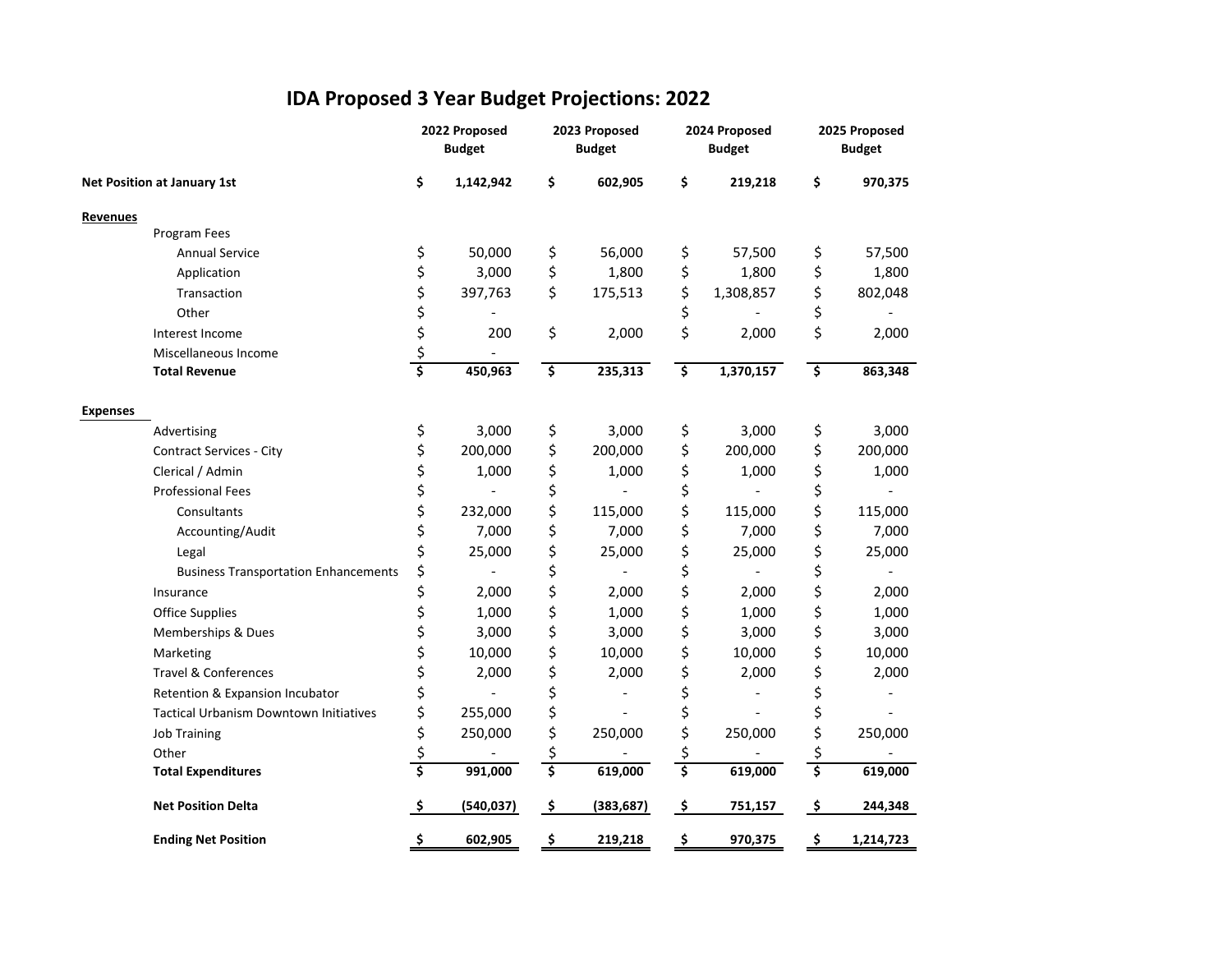# IDA Proposed 3 Year Budget Projections: 2022

| | 2022 Proposed Budget | 2023 Proposed Budget | 2024 Proposed Budget | 2025 Proposed Budget |
|---|---|---|---|---|
| **Net Position at January 1st** | **$ 1,142,942** | **$ 602,905** | **$ 219,218** | **$ 970,375** |
| **Revenues** | | | | |
| Program Fees | | | | |
| Annual Service | $ 50,000 | $ 56,000 | $ 57,500 | $ 57,500 |
| Application | $ 3,000 | $ 1,800 | $ 1,800 | $ 1,800 |
| Transaction | $ 397,763 | $ 175,513 | $ 1,308,857 | $ 802,048 |
| Other | $ - | | $ - | $ - |
| Interest Income | $ 200 | $ 2,000 | $ 2,000 | $ 2,000 |
| Miscellaneous Income | $ - | | | |
| **Total Revenue** | **$ 450,963** | **$ 235,313** | **$ 1,370,157** | **$ 863,348** |
| **Expenses** | | | | |
| Advertising | $ 3,000 | $ 3,000 | $ 3,000 | $ 3,000 |
| Contract Services - City | $ 200,000 | $ 200,000 | $ 200,000 | $ 200,000 |
| Clerical / Admin | $ 1,000 | $ 1,000 | $ 1,000 | $ 1,000 |
| Professional Fees | $ - | $ - | $ - | $ - |
| Consultants | $ 232,000 | $ 115,000 | $ 115,000 | $ 115,000 |
| Accounting/Audit | $ 7,000 | $ 7,000 | $ 7,000 | $ 7,000 |
| Legal | $ 25,000 | $ 25,000 | $ 25,000 | $ 25,000 |
| Business Transportation Enhancements | $ - | $ - | $ - | $ - |
| Insurance | $ 2,000 | $ 2,000 | $ 2,000 | $ 2,000 |
| Office Supplies | $ 1,000 | $ 1,000 | $ 1,000 | $ 1,000 |
| Memberships & Dues | $ 3,000 | $ 3,000 | $ 3,000 | $ 3,000 |
| Marketing | $ 10,000 | $ 10,000 | $ 10,000 | $ 10,000 |
| Travel & Conferences | $ 2,000 | $ 2,000 | $ 2,000 | $ 2,000 |
| Retention & Expansion Incubator | $ - | $ - | $ - | $ - |
| Tactical Urbanism Downtown Initiatives | $ 255,000 | $ - | $ - | $ - |
| Job Training | $ 250,000 | $ 250,000 | $ 250,000 | $ 250,000 |
| Other | $ - | $ - | $ - | $ - |
| **Total Expenditures** | **$ 991,000** | **$ 619,000** | **$ 619,000** | **$ 619,000** |
| **Net Position Delta** | **$ (540,037)** | **$ (383,687)** | **$ 751,157** | **$ 244,348** |
| **Ending Net Position** | **$ 602,905** | **$ 219,218** | **$ 970,375** | **$ 1,214,723** |